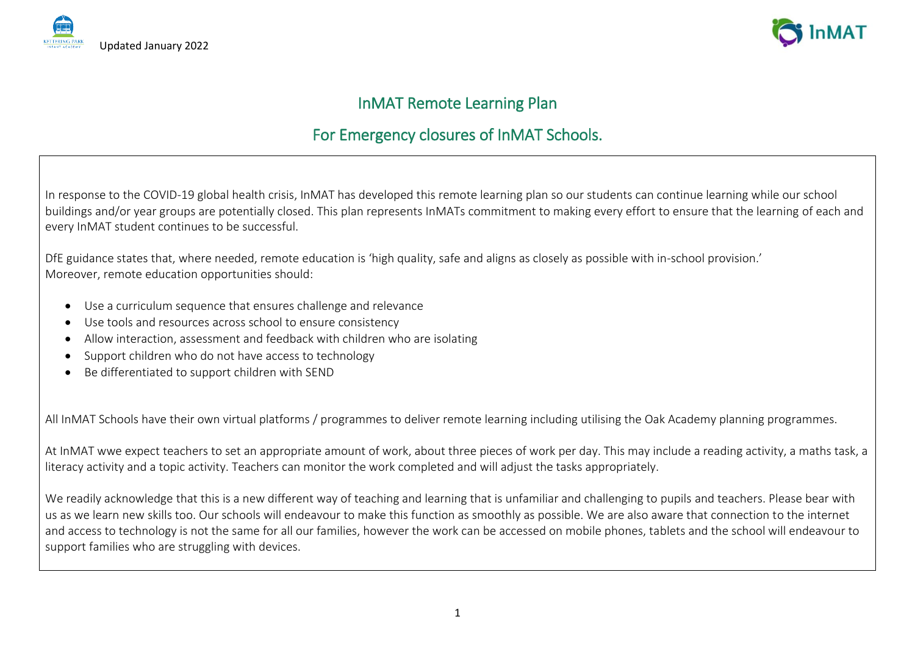Updated January 2022

# InMAT Remote Learning Plan

## For Emergency closures of InMAT Schools.

In response to the COVID-19 global health crisis, InMAT has developed this remote learning plan so our students can continue learning while our school buildings and/or year groups are potentially closed. This plan represents InMATs commitment to making every effort to ensure that the learning of each and every InMAT student continues to be successful.

DfE guidance states that, where needed, remote education is 'high quality, safe and aligns as closely as possible with in-school provision.'
Moreover, remote education opportunities should:

- Use a curriculum sequence that ensures challenge and relevance
- Use tools and resources across school to ensure consistency
- Allow interaction, assessment and feedback with children who are isolating
- Support children who do not have access to technology
- Be differentiated to support children with SEND

All InMAT Schools have their own virtual platforms / programmes to deliver remote learning including utilising the Oak Academy planning programmes.

At InMAT wwe expect teachers to set an appropriate amount of work, about three pieces of work per day. This may include a reading activity, a maths task, a literacy activity and a topic activity. Teachers can monitor the work completed and will adjust the tasks appropriately.

We readily acknowledge that this is a new different way of teaching and learning that is unfamiliar and challenging to pupils and teachers. Please bear with us as we learn new skills too. Our schools will endeavour to make this function as smoothly as possible. We are also aware that connection to the internet and access to technology is not the same for all our families, however the work can be accessed on mobile phones, tablets and the school will endeavour to support families who are struggling with devices.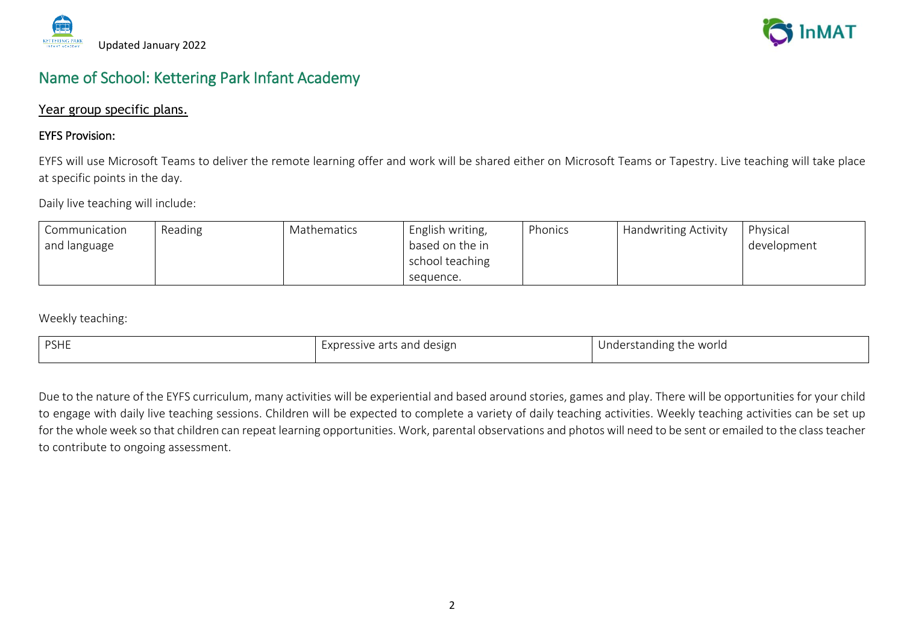# Name of School: Kettering Park Infant Academy

## Year group specific plans.

### EYFS Provision:

EYFS will use Microsoft Teams to deliver the remote learning offer and work will be shared either on Microsoft Teams or Tapestry. Live teaching will take place at specific points in the day.

Daily live teaching will include:

| Communication and language | Reading | Mathematics | English writing, based on the in school teaching sequence. | Phonics | Handwriting Activity | Physical development |
|---|---|---|---|---|---|---|

Weekly teaching:

| PSHE | Expressive arts and design | Understanding the world |
|---|---|---|

Due to the nature of the EYFS curriculum, many activities will be experiential and based around stories, games and play. There will be opportunities for your child to engage with daily live teaching sessions. Children will be expected to complete a variety of daily teaching activities. Weekly teaching activities can be set up for the whole week so that children can repeat learning opportunities. Work, parental observations and photos will need to be sent or emailed to the class teacher to contribute to ongoing assessment.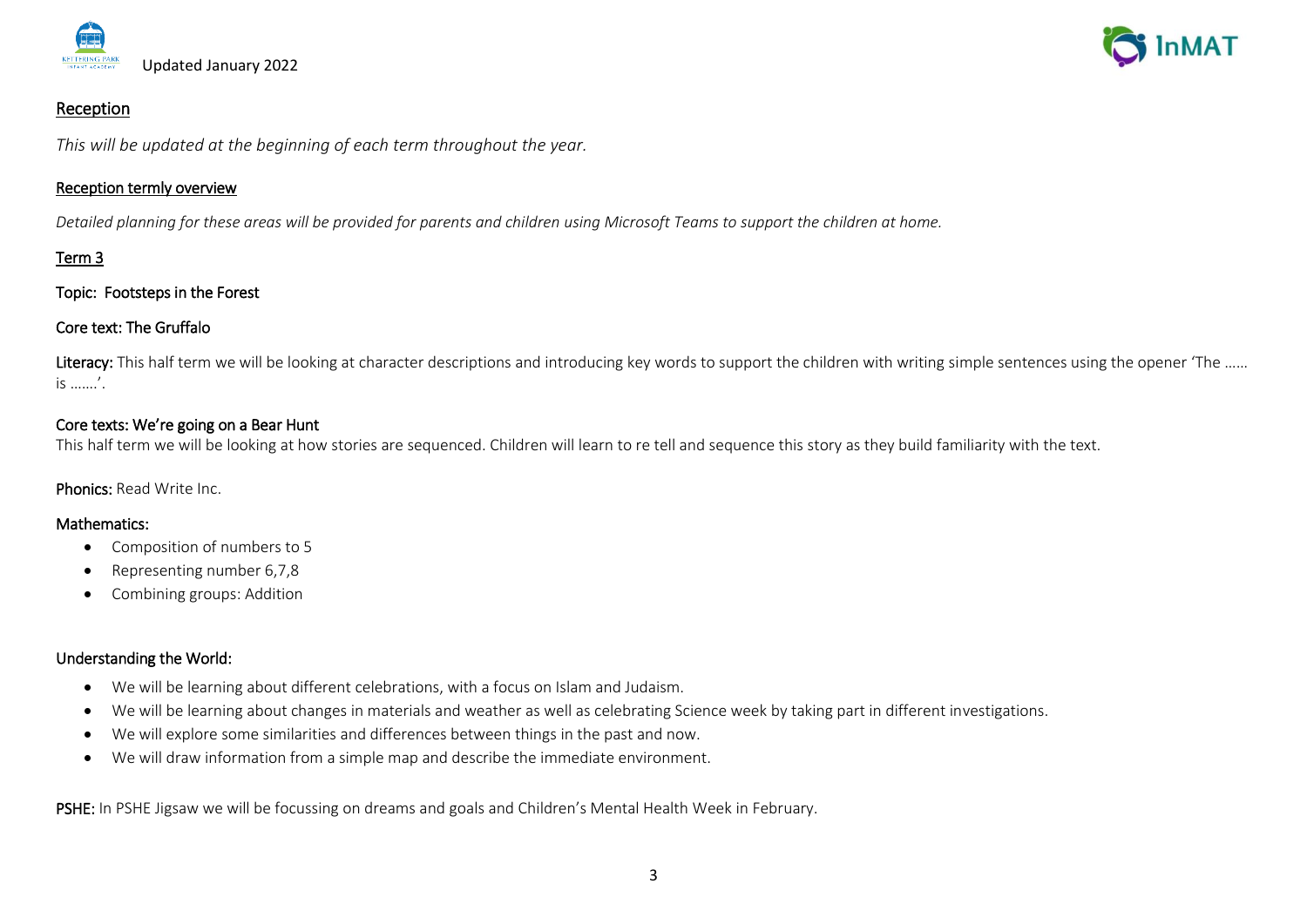Updated January 2022

## Reception

*This will be updated at the beginning of each term throughout the year.*

### Reception termly overview

*Detailed planning for these areas will be provided for parents and children using Microsoft Teams to support the children at home.*

### Term 3

**Topic: Footsteps in the Forest**

**Core text: The Gruffalo**

**Literacy:** This half term we will be looking at character descriptions and introducing key words to support the children with writing simple sentences using the opener 'The …… is …….'.

**Core texts: We're going on a Bear Hunt**
This half term we will be looking at how stories are sequenced. Children will learn to re tell and sequence this story as they build familiarity with the text.

**Phonics:** Read Write Inc.

**Mathematics:**

- Composition of numbers to 5
- Representing number 6,7,8
- Combining groups: Addition

**Understanding the World:**

- We will be learning about different celebrations, with a focus on Islam and Judaism.
- We will be learning about changes in materials and weather as well as celebrating Science week by taking part in different investigations.
- We will explore some similarities and differences between things in the past and now.
- We will draw information from a simple map and describe the immediate environment.

**PSHE:** In PSHE Jigsaw we will be focussing on dreams and goals and Children's Mental Health Week in February.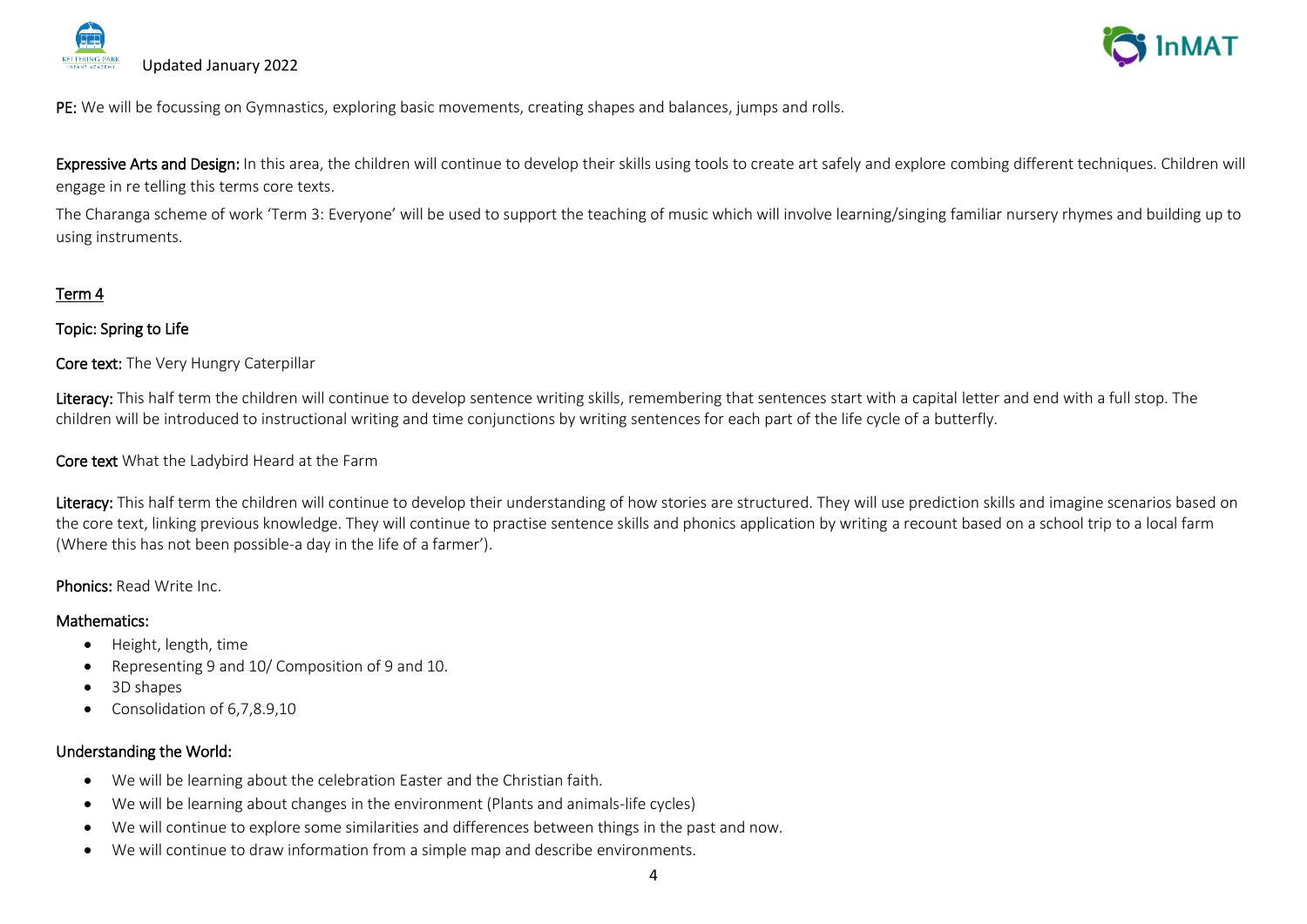**PE:** We will be focussing on Gymnastics, exploring basic movements, creating shapes and balances, jumps and rolls.

**Expressive Arts and Design:** In this area, the children will continue to develop their skills using tools to create art safely and explore combing different techniques. Children will engage in re telling this terms core texts.

The Charanga scheme of work 'Term 3: Everyone' will be used to support the teaching of music which will involve learning/singing familiar nursery rhymes and building up to using instruments.

## Term 4

### Topic: Spring to Life

**Core text:** The Very Hungry Caterpillar

**Literacy:** This half term the children will continue to develop sentence writing skills, remembering that sentences start with a capital letter and end with a full stop. The children will be introduced to instructional writing and time conjunctions by writing sentences for each part of the life cycle of a butterfly.

**Core text** What the Ladybird Heard at the Farm

**Literacy:** This half term the children will continue to develop their understanding of how stories are structured. They will use prediction skills and imagine scenarios based on the core text, linking previous knowledge. They will continue to practise sentence skills and phonics application by writing a recount based on a school trip to a local farm (Where this has not been possible-a day in the life of a farmer').

**Phonics:** Read Write Inc.

**Mathematics:**

- Height, length, time
- Representing 9 and 10/ Composition of 9 and 10.
- 3D shapes
- Consolidation of 6,7,8.9,10

**Understanding the World:**

- We will be learning about the celebration Easter and the Christian faith.
- We will be learning about changes in the environment (Plants and animals-life cycles)
- We will continue to explore some similarities and differences between things in the past and now.
- We will continue to draw information from a simple map and describe environments.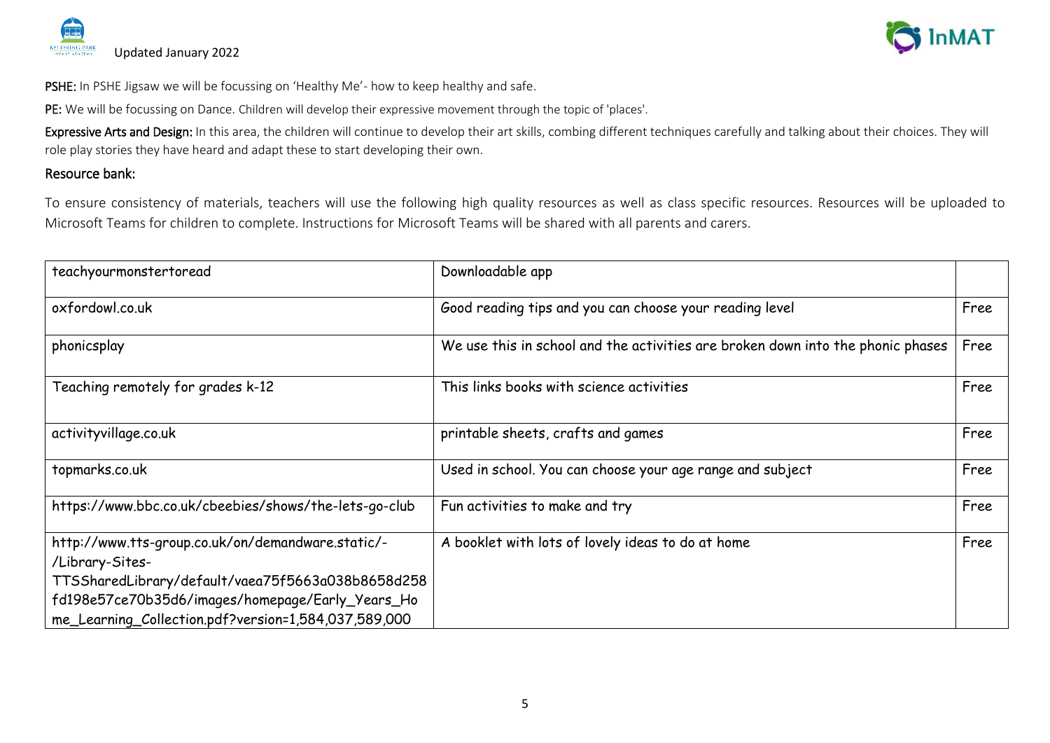**PSHE:** In PSHE Jigsaw we will be focussing on 'Healthy Me'- how to keep healthy and safe.

**PE:** We will be focussing on Dance. Children will develop their expressive movement through the topic of 'places'.

**Expressive Arts and Design:** In this area, the children will continue to develop their art skills, combing different techniques carefully and talking about their choices. They will role play stories they have heard and adapt these to start developing their own.

## Resource bank:

To ensure consistency of materials, teachers will use the following high quality resources as well as class specific resources. Resources will be uploaded to Microsoft Teams for children to complete. Instructions for Microsoft Teams will be shared with all parents and carers.

| | | |
|---|---|---|
| teachyourmonstertoread | Downloadable app | |
| oxfordowl.co.uk | Good reading tips and you can choose your reading level | Free |
| phonicsplay | We use this in school and the activities are broken down into the phonic phases | Free |
| Teaching remotely for grades k-12 | This links books with science activities | Free |
| activityvillage.co.uk | printable sheets, crafts and games | Free |
| topmarks.co.uk | Used in school. You can choose your age range and subject | Free |
| https://www.bbc.co.uk/cbeebies/shows/the-lets-go-club | Fun activities to make and try | Free |
| http://www.tts-group.co.uk/on/demandware.static/-/Library-Sites-TTSSharedLibrary/default/vaea75f5663a038b8658d258fd198e57ce70b35d6/images/homepage/Early_Years_Home_Learning_Collection.pdf?version=1,584,037,589,000 | A booklet with lots of lovely ideas to do at home | Free |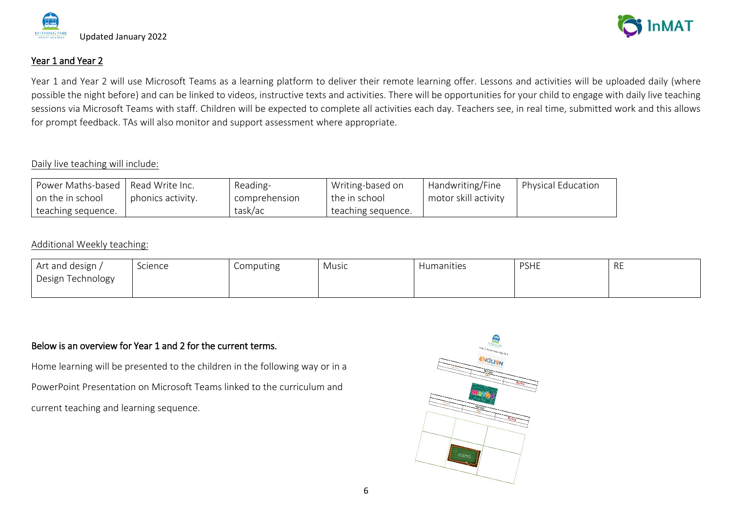## Year 1 and Year 2

Year 1 and Year 2 will use Microsoft Teams as a learning platform to deliver their remote learning offer. Lessons and activities will be uploaded daily (where possible the night before) and can be linked to videos, instructive texts and activities. There will be opportunities for your child to engage with daily live teaching sessions via Microsoft Teams with staff. Children will be expected to complete all activities each day. Teachers see, in real time, submitted work and this allows for prompt feedback. TAs will also monitor and support assessment where appropriate.

Daily live teaching will include:

| Power Maths-based on the in school teaching sequence. | Read Write Inc. phonics activity. | Reading-comprehension task/ac | Writing-based on the in school teaching sequence. | Handwriting/Fine motor skill activity | Physical Education |
|---|---|---|---|---|---|

Additional Weekly teaching:

| Art and design / Design Technology | Science | Computing | Music | Humanities | PSHE | RE |
|---|---|---|---|---|---|---|

**Below is an overview for Year 1 and 2 for the current terms.**

Home learning will be presented to the children in the following way or in a PowerPoint Presentation on Microsoft Teams linked to the curriculum and current teaching and learning sequence.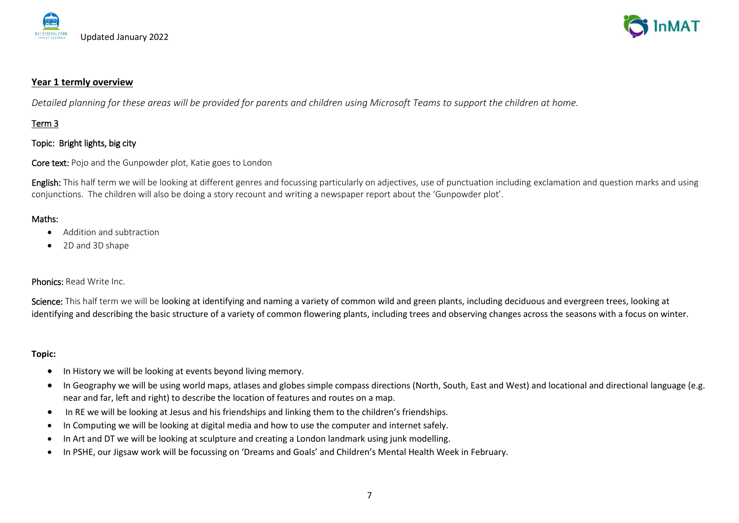## Year 1 termly overview

*Detailed planning for these areas will be provided for parents and children using Microsoft Teams to support the children at home.*

### Term 3

Topic: Bright lights, big city

**Core text:** Pojo and the Gunpowder plot, Katie goes to London

**English:** This half term we will be looking at different genres and focussing particularly on adjectives, use of punctuation including exclamation and question marks and using conjunctions. The children will also be doing a story recount and writing a newspaper report about the 'Gunpowder plot'.

**Maths:**

- Addition and subtraction
- 2D and 3D shape

**Phonics:** Read Write Inc.

**Science:** This half term we will be looking at identifying and naming a variety of common wild and green plants, including deciduous and evergreen trees, looking at identifying and describing the basic structure of a variety of common flowering plants, including trees and observing changes across the seasons with a focus on winter.

**Topic:**

- In History we will be looking at events beyond living memory.
- In Geography we will be using world maps, atlases and globes simple compass directions (North, South, East and West) and locational and directional language (e.g. near and far, left and right) to describe the location of features and routes on a map.
- In RE we will be looking at Jesus and his friendships and linking them to the children's friendships.
- In Computing we will be looking at digital media and how to use the computer and internet safely.
- In Art and DT we will be looking at sculpture and creating a London landmark using junk modelling.
- In PSHE, our Jigsaw work will be focussing on 'Dreams and Goals' and Children's Mental Health Week in February.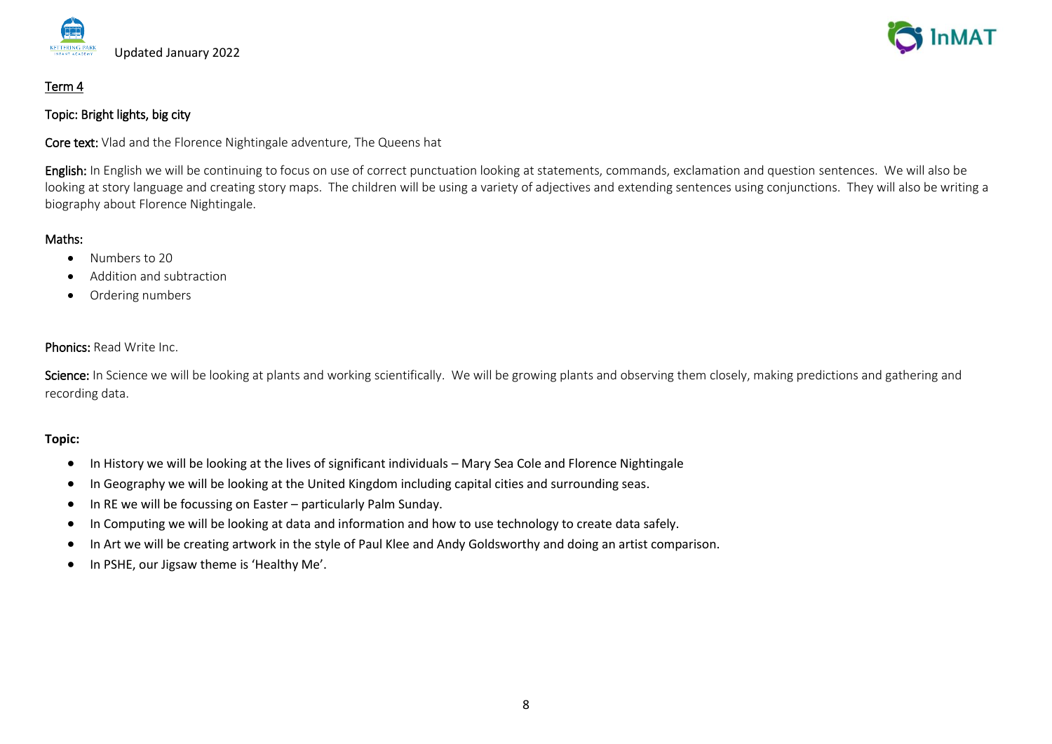Updated January 2022

## Term 4

### Topic: Bright lights, big city

**Core text:** Vlad and the Florence Nightingale adventure, The Queens hat

**English:** In English we will be continuing to focus on use of correct punctuation looking at statements, commands, exclamation and question sentences. We will also be looking at story language and creating story maps. The children will be using a variety of adjectives and extending sentences using conjunctions. They will also be writing a biography about Florence Nightingale.

**Maths:**

- Numbers to 20
- Addition and subtraction
- Ordering numbers

**Phonics:** Read Write Inc.

**Science:** In Science we will be looking at plants and working scientifically. We will be growing plants and observing them closely, making predictions and gathering and recording data.

**Topic:**

- In History we will be looking at the lives of significant individuals – Mary Sea Cole and Florence Nightingale
- In Geography we will be looking at the United Kingdom including capital cities and surrounding seas.
- In RE we will be focussing on Easter – particularly Palm Sunday.
- In Computing we will be looking at data and information and how to use technology to create data safely.
- In Art we will be creating artwork in the style of Paul Klee and Andy Goldsworthy and doing an artist comparison.
- In PSHE, our Jigsaw theme is 'Healthy Me'.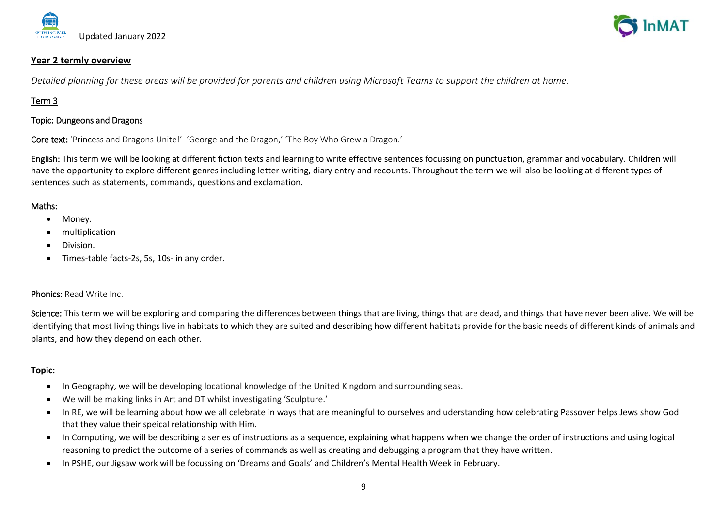Updated January 2022

## Year 2 termly overview

*Detailed planning for these areas will be provided for parents and children using Microsoft Teams to support the children at home.*

### Term 3

Topic: Dungeons and Dragons

**Core text:** 'Princess and Dragons Unite!' 'George and the Dragon,' 'The Boy Who Grew a Dragon.'

**English:** This term we will be looking at different fiction texts and learning to write effective sentences focussing on punctuation, grammar and vocabulary. Children will have the opportunity to explore different genres including letter writing, diary entry and recounts. Throughout the term we will also be looking at different types of sentences such as statements, commands, questions and exclamation.

**Maths:**

- Money.
- multiplication
- Division.
- Times-table facts-2s, 5s, 10s- in any order.

**Phonics:** Read Write Inc.

**Science:** This term we will be exploring and comparing the differences between things that are living, things that are dead, and things that have never been alive. We will be identifying that most living things live in habitats to which they are suited and describing how different habitats provide for the basic needs of different kinds of animals and plants, and how they depend on each other.

**Topic:**

- In Geography, we will be developing locational knowledge of the United Kingdom and surrounding seas.
- We will be making links in Art and DT whilst investigating 'Sculpture.'
- In RE, we will be learning about how we all celebrate in ways that are meaningful to ourselves and uderstanding how celebrating Passover helps Jews show God that they value their speical relationship with Him.
- In Computing, we will be describing a series of instructions as a sequence, explaining what happens when we change the order of instructions and using logical reasoning to predict the outcome of a series of commands as well as creating and debugging a program that they have written.
- In PSHE, our Jigsaw work will be focussing on 'Dreams and Goals' and Children's Mental Health Week in February.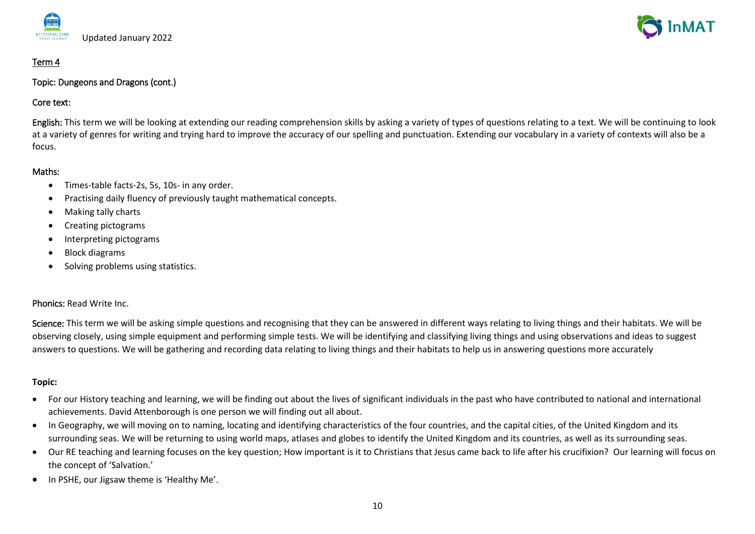Term 4

Topic: Dungeons and Dragons (cont.)

Core text:

English: This term we will be looking at extending our reading comprehension skills by asking a variety of types of questions relating to a text. We will be continuing to look at a variety of genres for writing and trying hard to improve the accuracy of our spelling and punctuation. Extending our vocabulary in a variety of contexts will also be a focus.

Maths:

- Times-table facts-2s, 5s, 10s- in any order.
- Practising daily fluency of previously taught mathematical concepts.
- Making tally charts
- Creating pictograms
- Interpreting pictograms
- Block diagrams
- Solving problems using statistics.

Phonics: Read Write Inc.

Science: This term we will be asking simple questions and recognising that they can be answered in different ways relating to living things and their habitats. We will be observing closely, using simple equipment and performing simple tests. We will be identifying and classifying living things and using observations and ideas to suggest answers to questions. We will be gathering and recording data relating to living things and their habitats to help us in answering questions more accurately

**Topic:**

- For our History teaching and learning, we will be finding out about the lives of significant individuals in the past who have contributed to national and international achievements. David Attenborough is one person we will finding out all about.
- In Geography, we will moving on to naming, locating and identifying characteristics of the four countries, and the capital cities, of the United Kingdom and its surrounding seas. We will be returning to using world maps, atlases and globes to identify the United Kingdom and its countries, as well as its surrounding seas.
- Our RE teaching and learning focuses on the key question; How important is it to Christians that Jesus came back to life after his crucifixion? Our learning will focus on the concept of 'Salvation.'
- In PSHE, our Jigsaw theme is 'Healthy Me'.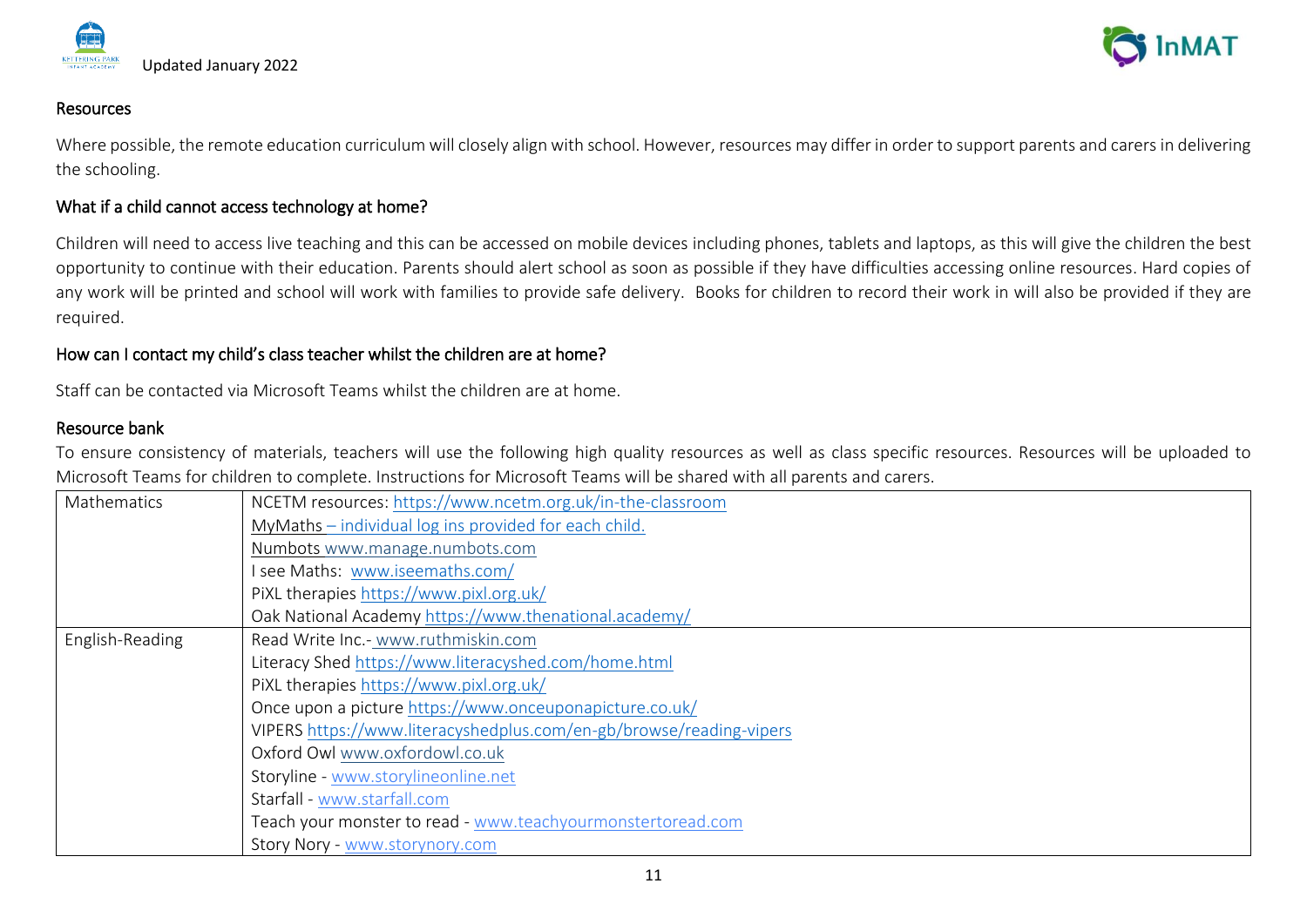## Resources

Where possible, the remote education curriculum will closely align with school. However, resources may differ in order to support parents and carers in delivering the schooling.

## What if a child cannot access technology at home?

Children will need to access live teaching and this can be accessed on mobile devices including phones, tablets and laptops, as this will give the children the best opportunity to continue with their education. Parents should alert school as soon as possible if they have difficulties accessing online resources. Hard copies of any work will be printed and school will work with families to provide safe delivery. Books for children to record their work in will also be provided if they are required.

## How can I contact my child's class teacher whilst the children are at home?

Staff can be contacted via Microsoft Teams whilst the children are at home.

## Resource bank

To ensure consistency of materials, teachers will use the following high quality resources as well as class specific resources. Resources will be uploaded to Microsoft Teams for children to complete. Instructions for Microsoft Teams will be shared with all parents and carers.

| | |
|---|---|
| Mathematics | NCETM resources: https://www.ncetm.org.uk/in-the-classroom<br>MyMaths – individual log ins provided for each child.<br>Numbots www.manage.numbots.com<br>I see Maths: www.iseemaths.com/<br>PiXL therapies https://www.pixl.org.uk/<br>Oak National Academy https://www.thenational.academy/ |
| English-Reading | Read Write Inc.- www.ruthmiskin.com<br>Literacy Shed https://www.literacyshed.com/home.html<br>PiXL therapies https://www.pixl.org.uk/<br>Once upon a picture https://www.onceuponapicture.co.uk/<br>VIPERS https://www.literacyshedplus.com/en-gb/browse/reading-vipers<br>Oxford Owl www.oxfordowl.co.uk<br>Storyline - www.storylineonline.net<br>Starfall - www.starfall.com<br>Teach your monster to read - www.teachyourmonstertoread.com<br>Story Nory - www.storynory.com |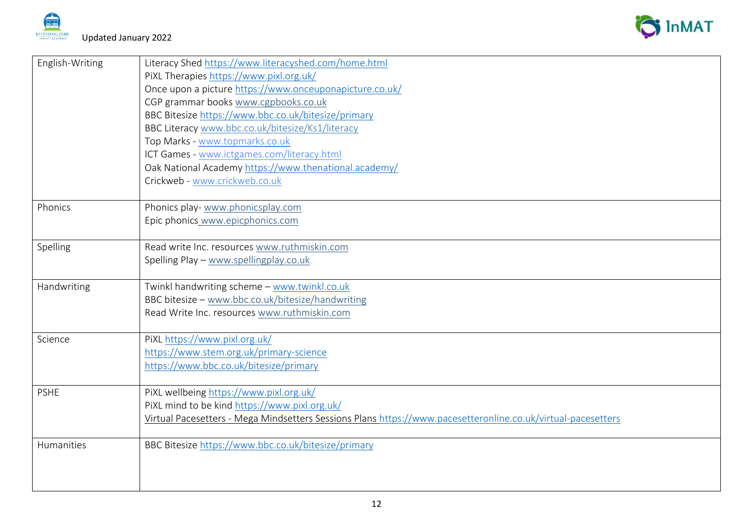| | |
|---|---|
| English-Writing | Literacy Shed https://www.literacyshed.com/home.html<br>PiXL Therapies https://www.pixl.org.uk/<br>Once upon a picture https://www.onceuponapicture.co.uk/<br>CGP grammar books www.cgpbooks.co.uk<br>BBC Bitesize https://www.bbc.co.uk/bitesize/primary<br>BBC Literacy www.bbc.co.uk/bitesize/Ks1/literacy<br>Top Marks - www.topmarks.co.uk<br>ICT Games - www.ictgames.com/literacy.html<br>Oak National Academy https://www.thenational.academy/<br>Crickweb - www.crickweb.co.uk |
| Phonics | Phonics play- www.phonicsplay.com<br>Epic phonics www.epicphonics.com |
| Spelling | Read write Inc. resources www.ruthmiskin.com<br>Spelling Play – www.spellingplay.co.uk |
| Handwriting | Twinkl handwriting scheme – www.twinkl.co.uk<br>BBC bitesize – www.bbc.co.uk/bitesize/handwriting<br>Read Write Inc. resources www.ruthmiskin.com |
| Science | PiXL https://www.pixl.org.uk/<br>https://www.stem.org.uk/primary-science<br>https://www.bbc.co.uk/bitesize/primary |
| PSHE | PiXL wellbeing https://www.pixl.org.uk/<br>PiXL mind to be kind https://www.pixl.org.uk/<br>Virtual Pacesetters - Mega Mindsetters Sessions Plans https://www.pacesetteronline.co.uk/virtual-pacesetters |
| Humanities | BBC Bitesize https://www.bbc.co.uk/bitesize/primary |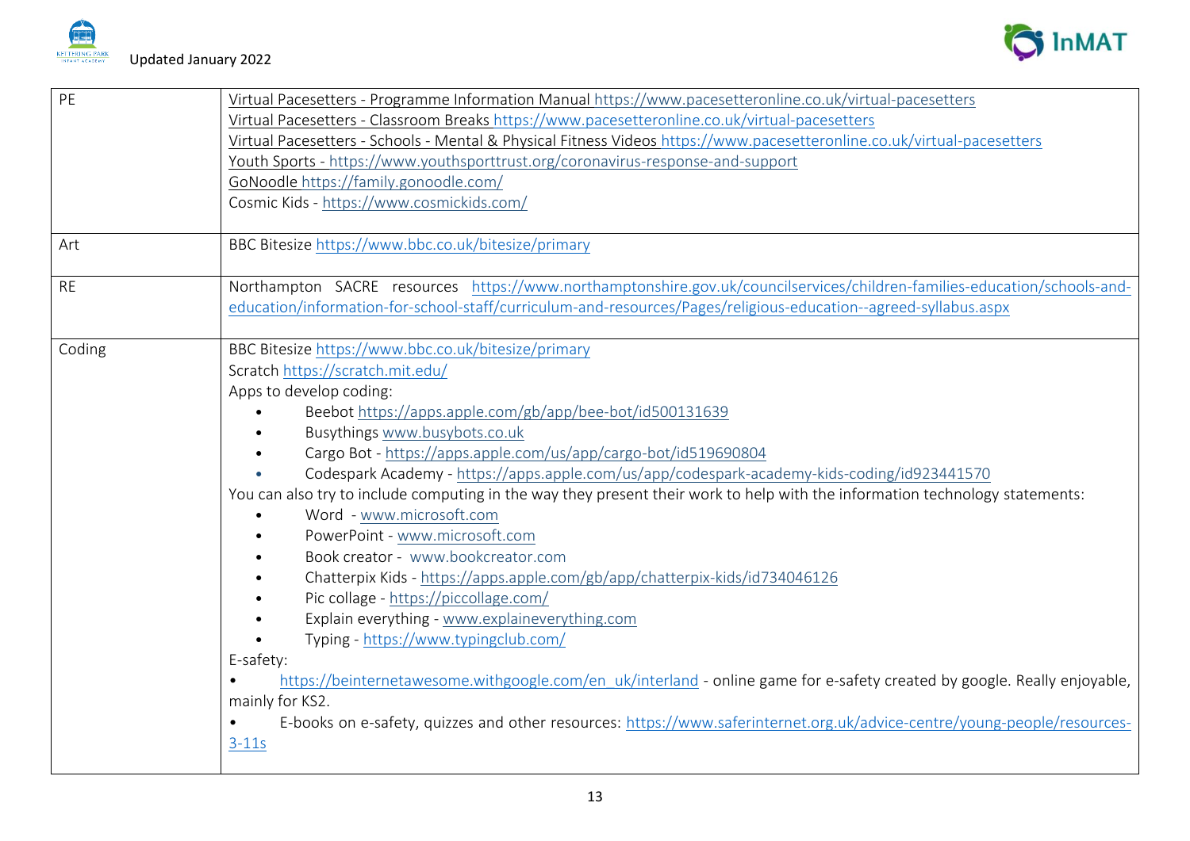| | |
|---|---|
| PE | Virtual Pacesetters - Programme Information Manual https://www.pacesetteronline.co.uk/virtual-pacesetters<br>Virtual Pacesetters - Classroom Breaks https://www.pacesetteronline.co.uk/virtual-pacesetters<br>Virtual Pacesetters - Schools - Mental & Physical Fitness Videos https://www.pacesetteronline.co.uk/virtual-pacesetters<br>Youth Sports - https://www.youthsporttrust.org/coronavirus-response-and-support<br>GoNoodle https://family.gonoodle.com/<br>Cosmic Kids - https://www.cosmickids.com/ |
| Art | BBC Bitesize https://www.bbc.co.uk/bitesize/primary |
| RE | Northampton SACRE resources https://www.northamptonshire.gov.uk/councilservices/children-families-education/schools-and-education/information-for-school-staff/curriculum-and-resources/Pages/religious-education--agreed-syllabus.aspx |
| Coding | BBC Bitesize https://www.bbc.co.uk/bitesize/primary<br>Scratch https://scratch.mit.edu/<br>Apps to develop coding:<br>• Beebot https://apps.apple.com/gb/app/bee-bot/id500131639<br>• Busythings www.busybots.co.uk<br>• Cargo Bot - https://apps.apple.com/us/app/cargo-bot/id519690804<br>• Codespark Academy - https://apps.apple.com/us/app/codespark-academy-kids-coding/id923441570<br>You can also try to include computing in the way they present their work to help with the information technology statements:<br>• Word - www.microsoft.com<br>• PowerPoint - www.microsoft.com<br>• Book creator - www.bookcreator.com<br>• Chatterpix Kids - https://apps.apple.com/gb/app/chatterpix-kids/id734046126<br>• Pic collage - https://piccollage.com/<br>• Explain everything - www.explaineverything.com<br>• Typing - https://www.typingclub.com/<br>E-safety:<br>• https://beinternetawesome.withgoogle.com/en_uk/interland - online game for e-safety created by google. Really enjoyable, mainly for KS2.<br>• E-books on e-safety, quizzes and other resources: https://www.saferinternet.org.uk/advice-centre/young-people/resources-3-11s |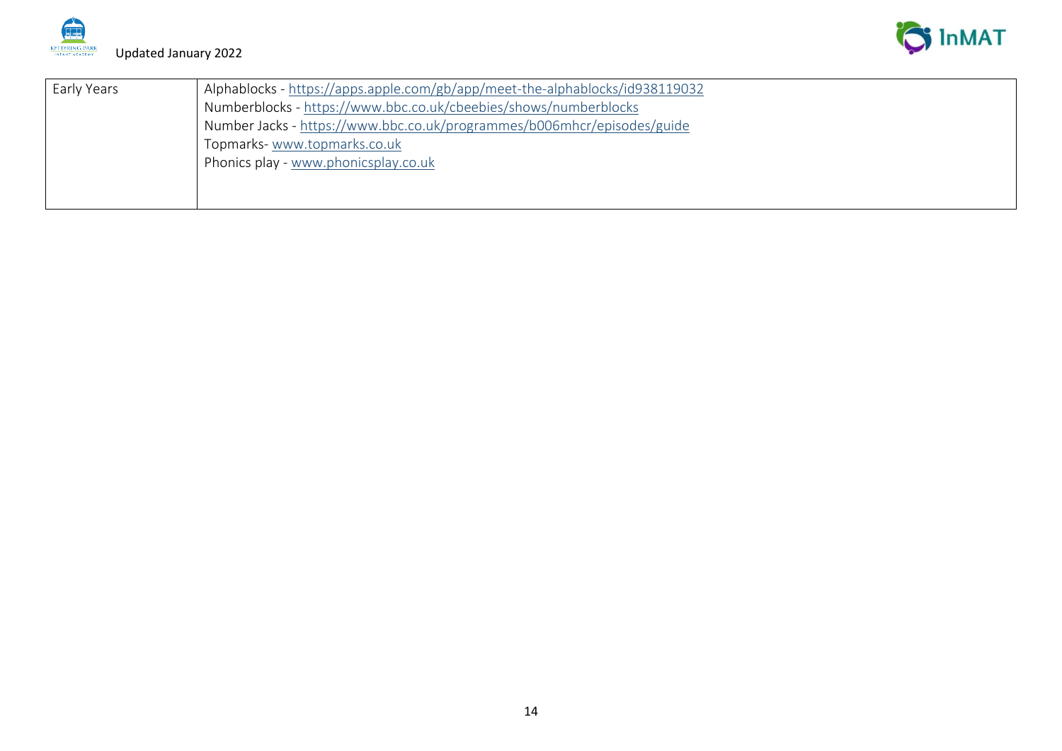| | |
|---|---|
| Early Years | Alphablocks - https://apps.apple.com/gb/app/meet-the-alphablocks/id938119032<br>Numberblocks - https://www.bbc.co.uk/cbeebies/shows/numberblocks<br>Number Jacks - https://www.bbc.co.uk/programmes/b006mhcr/episodes/guide<br>Topmarks- www.topmarks.co.uk<br>Phonics play - www.phonicsplay.co.uk |